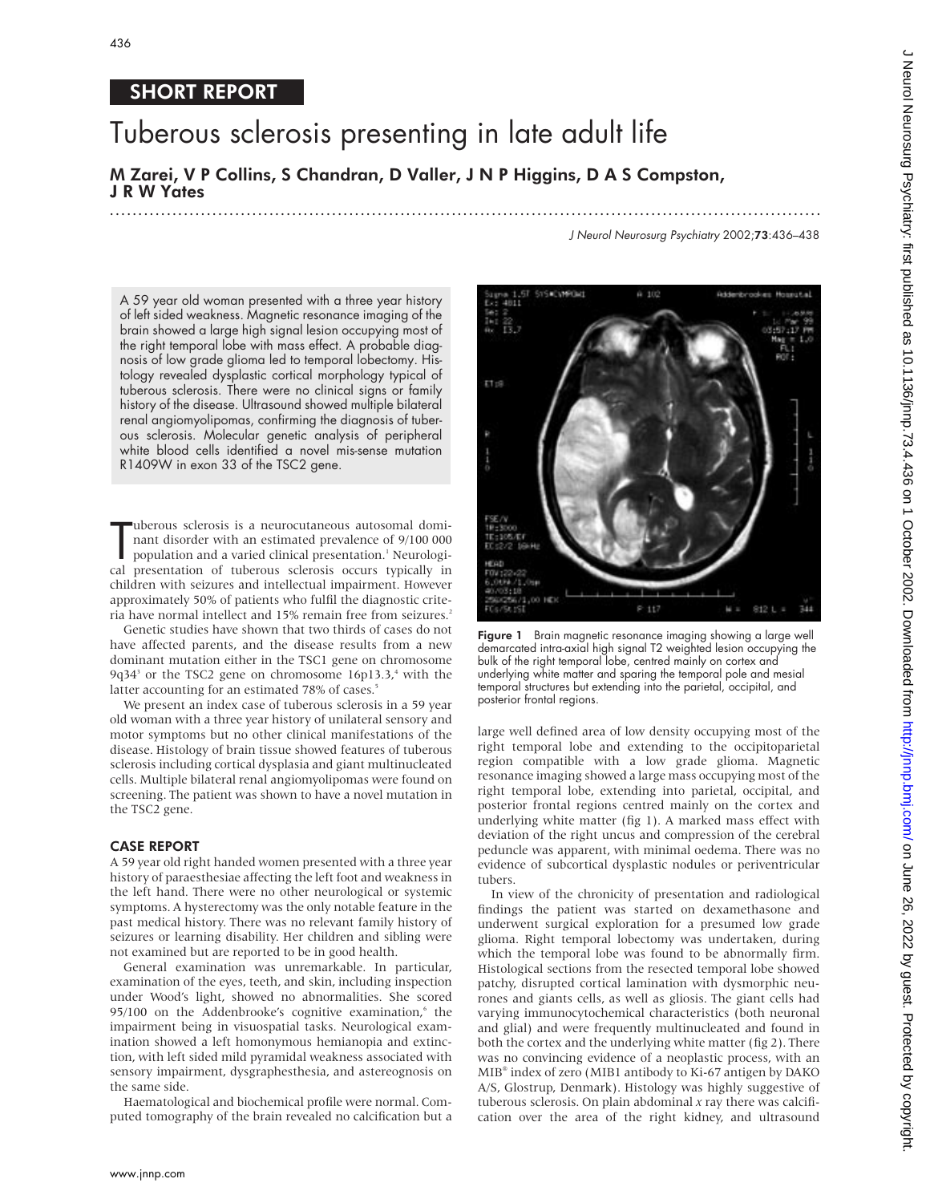## SHORT REPORT

# Tuberous sclerosis presenting in late adult life

**M Zarei, V P Collins, S Chandran, D Valler, J N P Higgins, D A S Compston, J R W Yates**

A 59 year old woman presented with a three year history of left sided weakness. Magnetic resonance imaging of the brain showed a large high signal lesion occupying most of the right temporal lobe with mass effect. A probable diagnosis of low grade glioma led to temporal lobectomy. Histology revealed dysplastic cortical morphology typical of tuberous sclerosis. There were no clinical signs or family history of the disease. Ultrasound showed multiple bilateral renal angiomyolipomas, confirming the diagnosis of tuberous sclerosis. Molecular genetic analysis of peripheral white blood cells identified a novel mis-sense mutation R1409W in exon 33 of the TSC2 gene.

Tuberous sclerosis is a neurocutaneous autosomal dominant disorder with an estimated prevalence of 9/100 000 population and a varied clinical presentation.[1] Neurological presentation of tuberous sclerosis occurs typically in children with seizures and intellectual impairment. However approximately 50% of patients who fulfil the diagnostic criteria have normal intellect and 15% remain free from seizures.[2]

Genetic studies have shown that two thirds of cases do not have affected parents, and the disease results from a new dominant mutation either in the TSC1 gene on chromosome 9q34[3] or the TSC2 gene on chromosome 16p13.3,[4] with the latter accounting for an estimated 78% of cases.[5]

We present an index case of tuberous sclerosis in a 59 year old woman with a three year history of unilateral sensory and motor symptoms but no other clinical manifestations of the disease. Histology of brain tissue showed features of tuberous sclerosis including cortical dysplasia and giant multinucleated cells. Multiple bilateral renal angiomyolipomas were found on screening. The patient was shown to have a novel mutation in the TSC2 gene.

### CASE REPORT

A 59 year old right handed women presented with a three year history of paraesthesiae affecting the left foot and weakness in the left hand. There were no other neurological or systemic symptoms. A hysterectomy was the only notable feature in the past medical history. There was no relevant family history of seizures or learning disability. Her children and sibling were not examined but are reported to be in good health.

General examination was unremarkable. In particular, examination of the eyes, teeth, and skin, including inspection under Wood's light, showed no abnormalities. She scored 95/100 on the Addenbrooke's cognitive examination,[6] the impairment being in visuospatial tasks. Neurological examination showed a left homonymous hemianopia and extinction, with left sided mild pyramidal weakness associated with sensory impairment, dysgraphesthesia, and astereognosis on the same side.

Haematological and biochemical profile were normal. Computed tomography of the brain revealed no calcification but a large well defined area of low density occupying most of the right temporal lobe and extending to the occipitoparietal region compatible with a low grade glioma. Magnetic resonance imaging showed a large mass occupying most of the right temporal lobe, extending into parietal, occipital, and posterior frontal regions centred mainly on the cortex and underlying white matter (fig 1). A marked mass effect with deviation of the right uncus and compression of the cerebral peduncle was apparent, with minimal oedema. There was no evidence of subcortical dysplastic nodules or periventricular tubers.

Figure 1 Brain magnetic resonance imaging showing a large well demarcated intra-axial high signal T2 weighted lesion occupying the bulk of the right temporal lobe, centred mainly on cortex and underlying white matter and sparing the temporal pole and mesial temporal structures but extending into the parietal, occipital, and posterior frontal regions.

In view of the chronicity of presentation and radiological findings the patient was started on dexamethasone and underwent surgical exploration for a presumed low grade glioma. Right temporal lobectomy was undertaken, during which the temporal lobe was found to be abnormally firm. Histological sections from the resected temporal lobe showed patchy, disrupted cortical lamination with dysmorphic neurones and giants cells, as well as gliosis. The giant cells had varying immunocytochemical characteristics (both neuronal and glial) and were frequently multinucleated and found in both the cortex and the underlying white matter (fig 2). There was no convincing evidence of a neoplastic process, with an MIB® index of zero (MIB1 antibody to Ki-67 antigen by DAKO A/S, Glostrup, Denmark). Histology was highly suggestive of tuberous sclerosis. On plain abdominal *x* ray there was calcification over the area of the right kidney, and ultrasound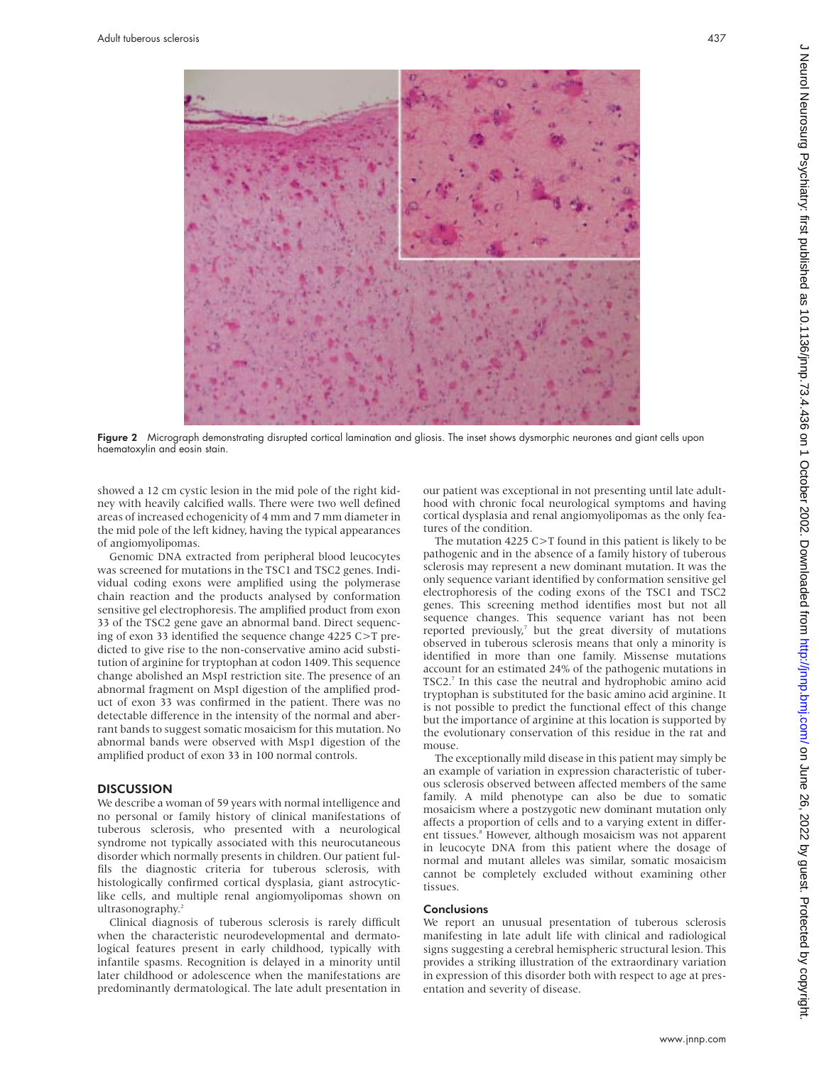Figure 2 Micrograph demonstrating disrupted cortical lamination and gliosis. The inset shows dysmorphic neurones and giant cells upon haematoxylin and eosin stain.

showed a 12 cm cystic lesion in the mid pole of the right kidney with heavily calcified walls. There were two well defined areas of increased echogenicity of 4 mm and 7 mm diameter in the mid pole of the left kidney, having the typical appearances of angiomyolipomas.

Genomic DNA extracted from peripheral blood leucocytes was screened for mutations in the TSC1 and TSC2 genes. Individual coding exons were amplified using the polymerase chain reaction and the products analysed by conformation sensitive gel electrophoresis. The amplified product from exon 33 of the TSC2 gene gave an abnormal band. Direct sequencing of exon 33 identified the sequence change 4225 C>T predicted to give rise to the non-conservative amino acid substitution of arginine for tryptophan at codon 1409. This sequence change abolished an MspI restriction site. The presence of an abnormal fragment on MspI digestion of the amplified product of exon 33 was confirmed in the patient. There was no detectable difference in the intensity of the normal and aberrant bands to suggest somatic mosaicism for this mutation. No abnormal bands were observed with Msp1 digestion of the amplified product of exon 33 in 100 normal controls.

## DISCUSSION

We describe a woman of 59 years with normal intelligence and no personal or family history of clinical manifestations of tuberous sclerosis, who presented with a neurological syndrome not typically associated with this neurocutaneous disorder which normally presents in children. Our patient fulfils the diagnostic criteria for tuberous sclerosis, with histologically confirmed cortical dysplasia, giant astrocytic-like cells, and multiple renal angiomyolipomas shown on ultrasonography.[2]

Clinical diagnosis of tuberous sclerosis is rarely difficult when the characteristic neurodevelopmental and dermatological features present in early childhood, typically with infantile spasms. Recognition is delayed in a minority until later childhood or adolescence when the manifestations are predominantly dermatological. The late adult presentation in our patient was exceptional in not presenting until late adulthood with chronic focal neurological symptoms and having cortical dysplasia and renal angiomyolipomas as the only features of the condition.

The mutation 4225 C>T found in this patient is likely to be pathogenic and in the absence of a family history of tuberous sclerosis may represent a new dominant mutation. It was the only sequence variant identified by conformation sensitive gel electrophoresis of the coding exons of the TSC1 and TSC2 genes. This screening method identifies most but not all sequence changes. This sequence variant has not been reported previously,[7] but the great diversity of mutations observed in tuberous sclerosis means that only a minority is identified in more than one family. Missense mutations account for an estimated 24% of the pathogenic mutations in TSC2.[7] In this case the neutral and hydrophobic amino acid tryptophan is substituted for the basic amino acid arginine. It is not possible to predict the functional effect of this change but the importance of arginine at this location is supported by the evolutionary conservation of this residue in the rat and mouse.

The exceptionally mild disease in this patient may simply be an example of variation in expression characteristic of tuberous sclerosis observed between affected members of the same family. A mild phenotype can also be due to somatic mosaicism where a postzygotic new dominant mutation only affects a proportion of cells and to a varying extent in different tissues.[8] However, although mosaicism was not apparent in leucocyte DNA from this patient where the dosage of normal and mutant alleles was similar, somatic mosaicism cannot be completely excluded without examining other tissues.

### Conclusions

We report an unusual presentation of tuberous sclerosis manifesting in late adult life with clinical and radiological signs suggesting a cerebral hemispheric structural lesion. This provides a striking illustration of the extraordinary variation in expression of this disorder both with respect to age at presentation and severity of disease.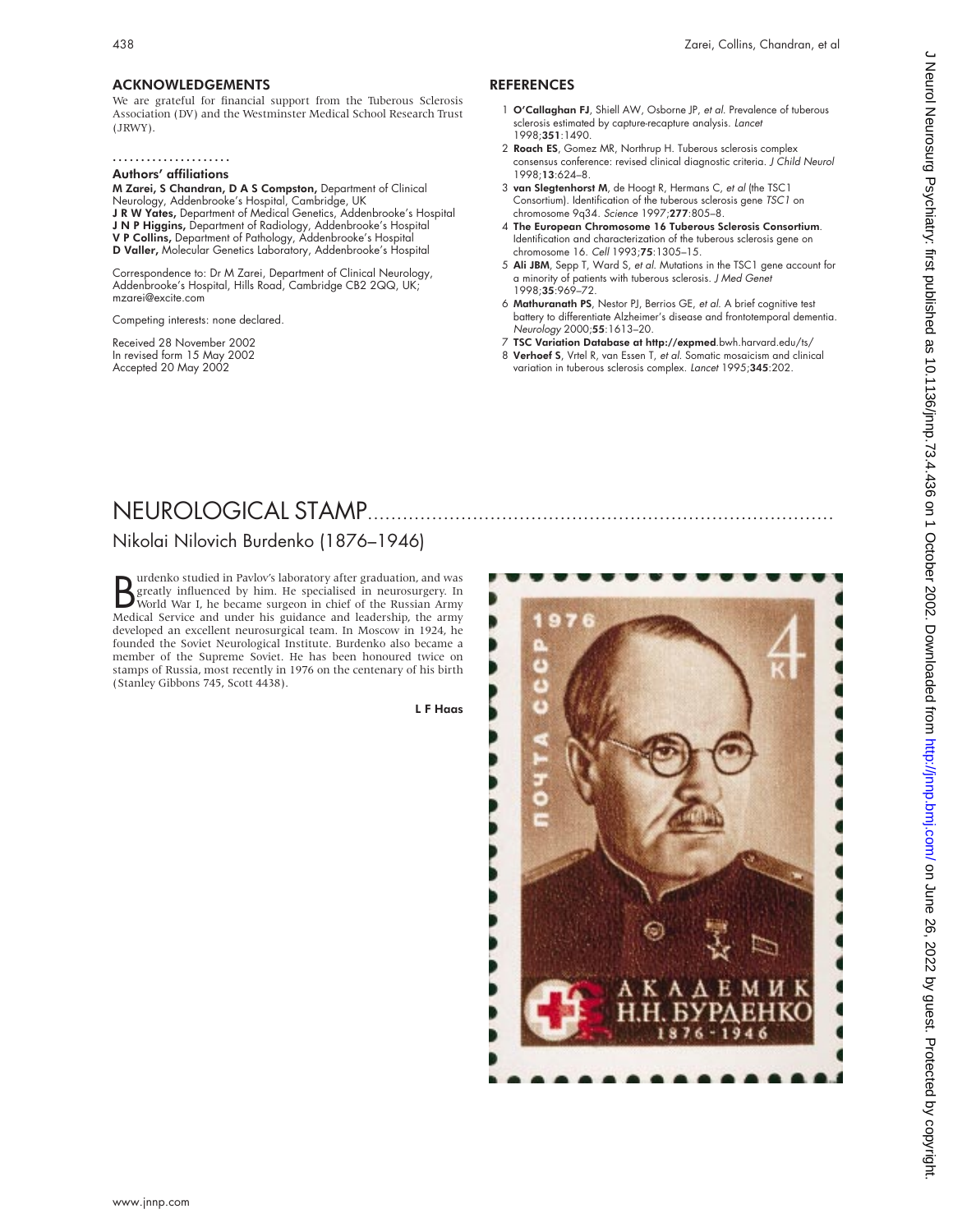## ACKNOWLEDGEMENTS

We are grateful for financial support from the Tuberous Sclerosis Association (DV) and the Westminster Medical School Research Trust (JRWY).

### Authors' affiliations

**M Zarei, S Chandran, D A S Compston,** Department of Clinical Neurology, Addenbrooke's Hospital, Cambridge, UK
**J R W Yates,** Department of Medical Genetics, Addenbrooke's Hospital
**J N P Higgins,** Department of Radiology, Addenbrooke's Hospital
**V P Collins,** Department of Pathology, Addenbrooke's Hospital
**D Valler,** Molecular Genetics Laboratory, Addenbrooke's Hospital

Correspondence to: Dr M Zarei, Department of Clinical Neurology, Addenbrooke's Hospital, Hills Road, Cambridge CB2 2QQ, UK; mzarei@excite.com

Competing interests: none declared.

Received 28 November 2002
In revised form 15 May 2002
Accepted 20 May 2002

## REFERENCES

1. **O'Callaghan FJ**, Shiell AW, Osborne JP, *et al.* Prevalence of tuberous sclerosis estimated by capture-recapture analysis. *Lancet* 1998;**351**:1490.
2. **Roach ES**, Gomez MR, Northrup H. Tuberous sclerosis complex consensus conference: revised clinical diagnostic criteria. *J Child Neurol* 1998;**13**:624–8.
3. **van Slegtenhorst M**, de Hoogt R, Hermans C, *et al* (the TSC1 Consortium). Identification of the tuberous sclerosis gene *TSC1* on chromosome 9q34. *Science* 1997;**277**:805–8.
4. **The European Chromosome 16 Tuberous Sclerosis Consortium**. Identification and characterization of the tuberous sclerosis gene on chromosome 16. *Cell* 1993;**75**:1305–15.
5. **Ali JBM**, Sepp T, Ward S, *et al.* Mutations in the TSC1 gene account for a minority of patients with tuberous sclerosis. *J Med Genet* 1998;**35**:969–72.
6. **Mathuranath PS**, Nestor PJ, Berrios GE, *et al.* A brief cognitive test battery to differentiate Alzheimer's disease and frontotemporal dementia. *Neurology* 2000;**55**:1613–20.
7. **TSC Variation Database at http://expmed**.bwh.harvard.edu/ts/
8. **Verhoef S**, Vrtel R, van Essen T, *et al.* Somatic mosaicism and clinical variation in tuberous sclerosis complex. *Lancet* 1995;**345**:202.

# NEUROLOGICAL STAMP

## Nikolai Nilovich Burdenko (1876–1946)

Burdenko studied in Pavlov's laboratory after graduation, and was greatly influenced by him. He specialised in neurosurgery. In World War I, he became surgeon in chief of the Russian Army Medical Service and under his guidance and leadership, the army developed an excellent neurosurgical team. In Moscow in 1924, he founded the Soviet Neurological Institute. Burdenko also became a member of the Supreme Soviet. He has been honoured twice on stamps of Russia, most recently in 1976 on the centenary of his birth (Stanley Gibbons 745, Scott 4438).

**L F Haas**